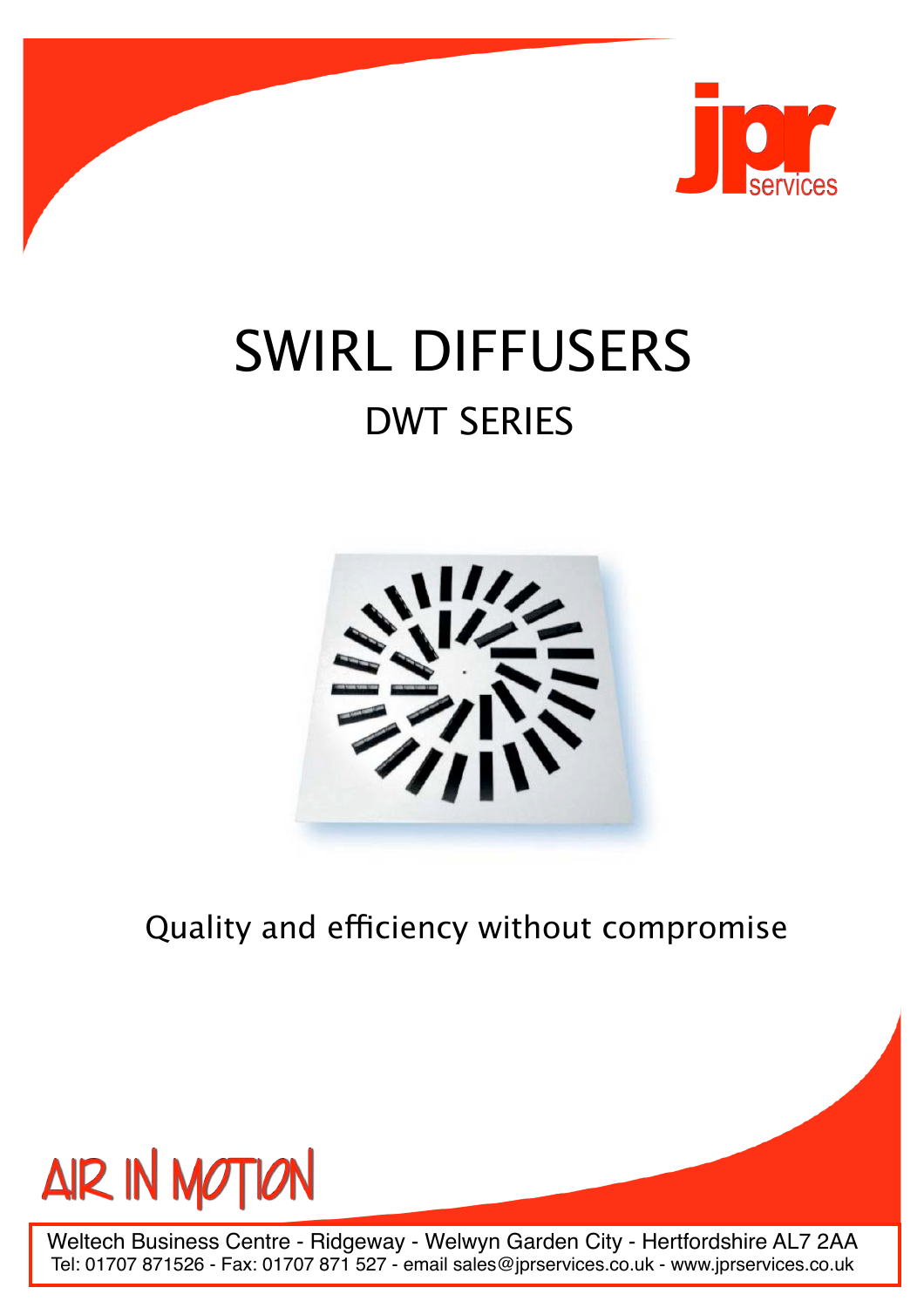jpr services

# SWIRL DIFFUSERS

## DWT SERIES

Quality and efficiency without compromise

AIR IN MOTION

Weltech Business Centre - Ridgeway - Welwyn Garden City - Hertfordshire AL7 2AA
Tel: 01707 871526 - Fax: 01707 871 527 - email sales@jprservices.co.uk - www.jprservices.co.uk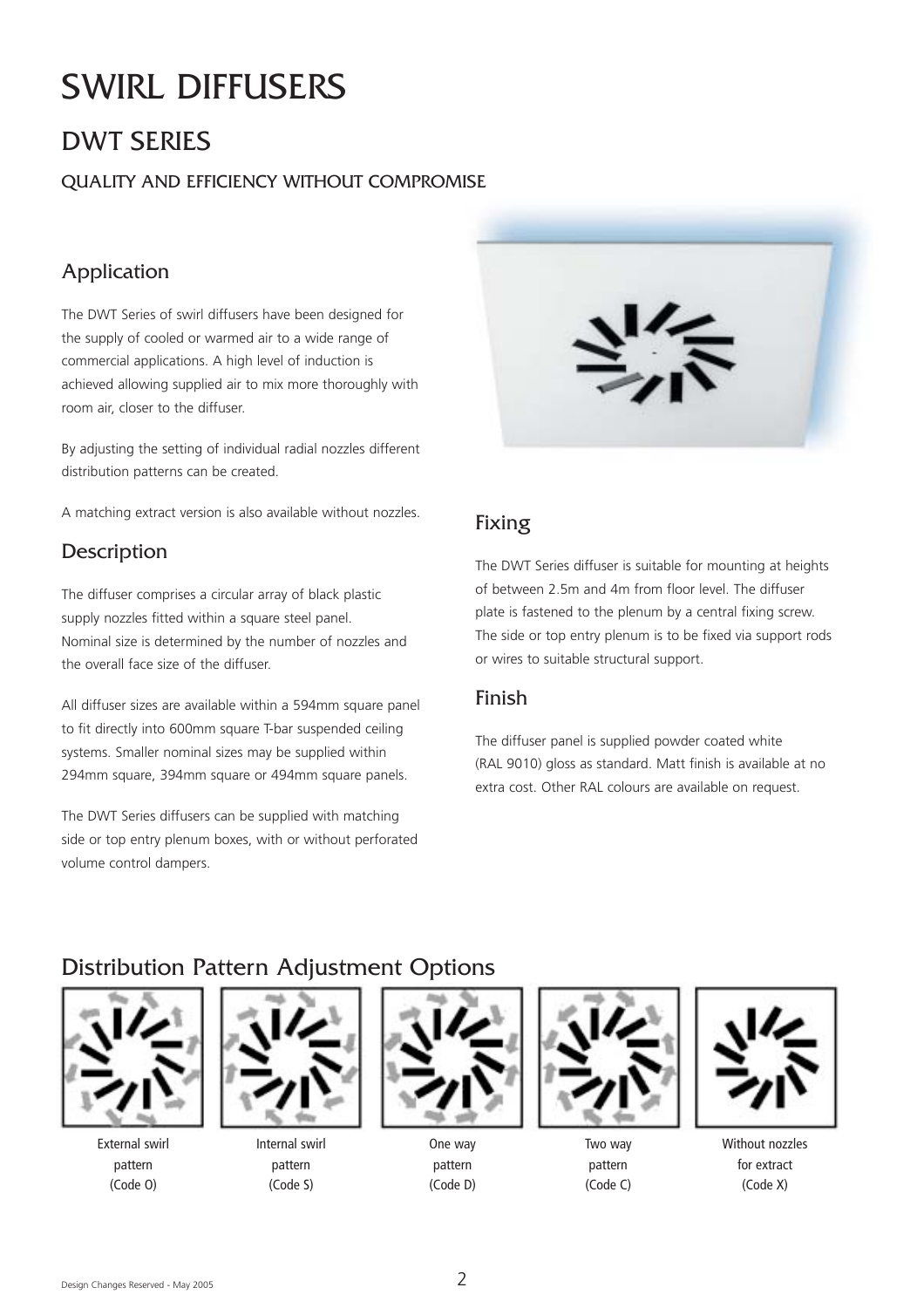# SWIRL DIFFUSERS

## DWT SERIES

### QUALITY AND EFFICIENCY WITHOUT COMPROMISE

## Application

The DWT Series of swirl diffusers have been designed for the supply of cooled or warmed air to a wide range of commercial applications. A high level of induction is achieved allowing supplied air to mix more thoroughly with room air, closer to the diffuser.

By adjusting the setting of individual radial nozzles different distribution patterns can be created.

A matching extract version is also available without nozzles.

## Description

The diffuser comprises a circular array of black plastic supply nozzles fitted within a square steel panel. Nominal size is determined by the number of nozzles and the overall face size of the diffuser.

All diffuser sizes are available within a 594mm square panel to fit directly into 600mm square T-bar suspended ceiling systems. Smaller nominal sizes may be supplied within 294mm square, 394mm square or 494mm square panels.

The DWT Series diffusers can be supplied with matching side or top entry plenum boxes, with or without perforated volume control dampers.

## Fixing

The DWT Series diffuser is suitable for mounting at heights of between 2.5m and 4m from floor level. The diffuser plate is fastened to the plenum by a central fixing screw. The side or top entry plenum is to be fixed via support rods or wires to suitable structural support.

## Finish

The diffuser panel is supplied powder coated white (RAL 9010) gloss as standard. Matt finish is available at no extra cost. Other RAL colours are available on request.

## Distribution Pattern Adjustment Options

External swirl pattern (Code O)

Internal swirl pattern (Code S)

One way pattern (Code D)

Two way pattern (Code C)

Without nozzles for extract (Code X)

Design Changes Reserved - May 2005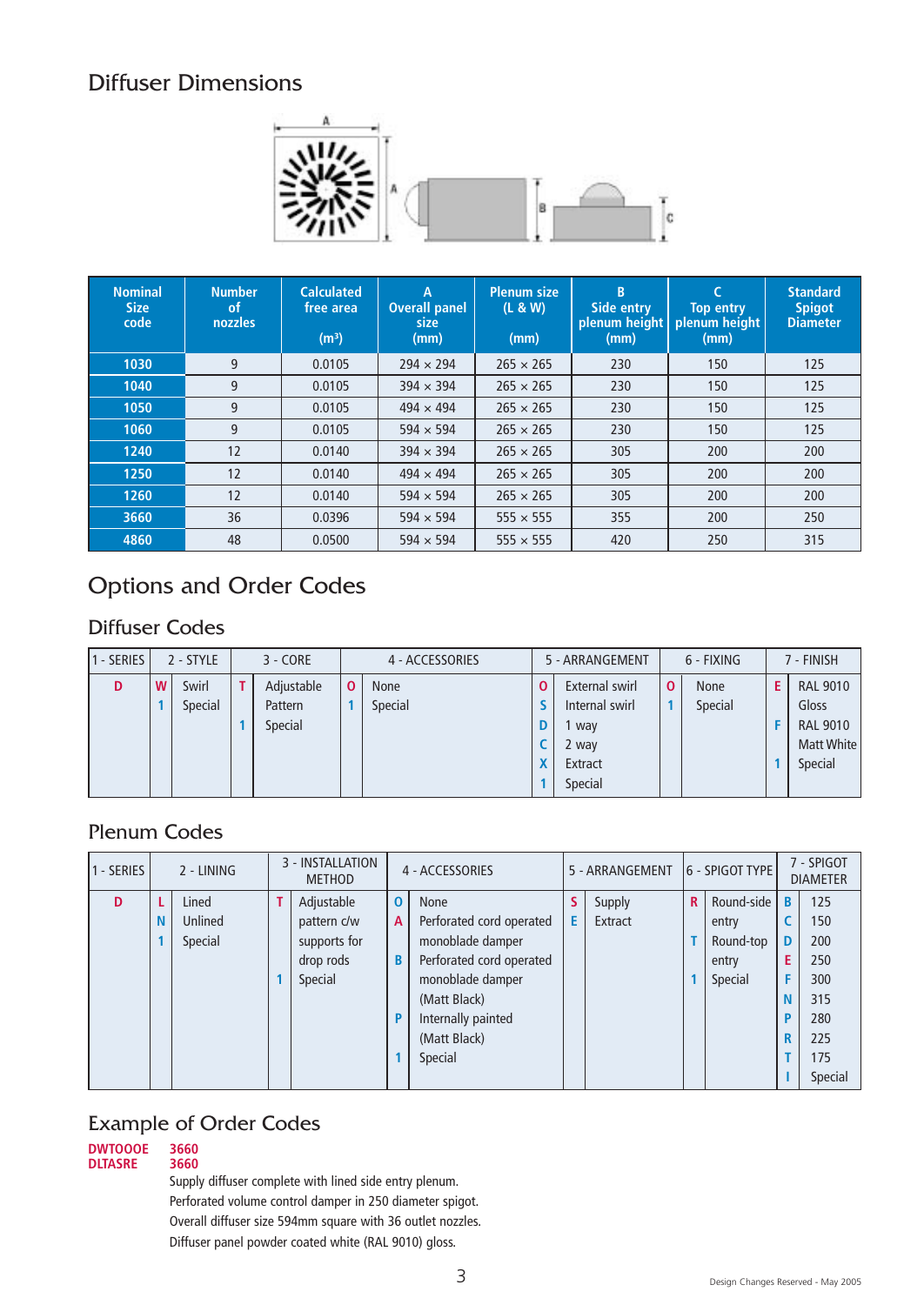## Diffuser Dimensions

| Nominal Size code | Number of nozzles | Calculated free area ($m^3$) | A Overall panel size (mm) | Plenum size (L & W) (mm) | B Side entry plenum height (mm) | C Top entry plenum height (mm) | Standard Spigot Diameter |
|---|---|---|---|---|---|---|---|
| 1030 | 9 | 0.0105 | 294 × 294 | 265 × 265 | 230 | 150 | 125 |
| 1040 | 9 | 0.0105 | 394 × 394 | 265 × 265 | 230 | 150 | 125 |
| 1050 | 9 | 0.0105 | 494 × 494 | 265 × 265 | 230 | 150 | 125 |
| 1060 | 9 | 0.0105 | 594 × 594 | 265 × 265 | 230 | 150 | 125 |
| 1240 | 12 | 0.0140 | 394 × 394 | 265 × 265 | 305 | 200 | 200 |
| 1250 | 12 | 0.0140 | 494 × 494 | 265 × 265 | 305 | 200 | 200 |
| 1260 | 12 | 0.0140 | 594 × 594 | 265 × 265 | 305 | 200 | 200 |
| 3660 | 36 | 0.0396 | 594 × 594 | 555 × 555 | 355 | 200 | 250 |
| 4860 | 48 | 0.0500 | 594 × 594 | 555 × 555 | 420 | 250 | 315 |

## Options and Order Codes

### Diffuser Codes

| 1 - SERIES | 2 - STYLE | | 3 - CORE | | 4 - ACCESSORIES | | 5 - ARRANGEMENT | | 6 - FIXING | | 7 - FINISH | |
|---|---|---|---|---|---|---|---|---|---|---|---|---|
| D | W | Swirl | T | Adjustable Pattern | O | None | O | External swirl | O | None | E | RAL 9010 Gloss |
| | 1 | Special | 1 | Special | 1 | Special | S | Internal swirl | 1 | Special | F | RAL 9010 Matt White |
| | | | | | | | D | 1 way | | | 1 | Special |
| | | | | | | | C | 2 way | | | | |
| | | | | | | | X | Extract | | | | |
| | | | | | | | 1 | Special | | | | |

### Plenum Codes

| 1 - SERIES | 2 - LINING | | 3 - INSTALLATION METHOD | | 4 - ACCESSORIES | | 5 - ARRANGEMENT | | 6 - SPIGOT TYPE | | 7 - SPIGOT DIAMETER | |
|---|---|---|---|---|---|---|---|---|---|---|---|---|
| D | L | Lined | T | Adjustable pattern c/w supports for drop rods | O | None | S | Supply | R | Round-side entry | B | 125 |
| | N | Unlined | 1 | Special | A | Perforated cord operated monoblade damper | E | Extract | T | Round-top entry | C | 150 |
| | 1 | Special | | | B | Perforated cord operated monoblade damper (Matt Black) | | | 1 | Special | D | 200 |
| | | | | | P | Internally painted (Matt Black) | | | | | E | 250 |
| | | | | | 1 | Special | | | | | F | 300 |
| | | | | | | | | | | | N | 315 |
| | | | | | | | | | | | P | 280 |
| | | | | | | | | | | | R | 225 |
| | | | | | | | | | | | T | 175 |
| | | | | | | | | | | | I | Special |

## Example of Order Codes

**DWTOOOE 3660**
**DLTASRE 3660**

Supply diffuser complete with lined side entry plenum.
Perforated volume control damper in 250 diameter spigot.
Overall diffuser size 594mm square with 36 outlet nozzles.
Diffuser panel powder coated white (RAL 9010) gloss.

Design Changes Reserved - May 2005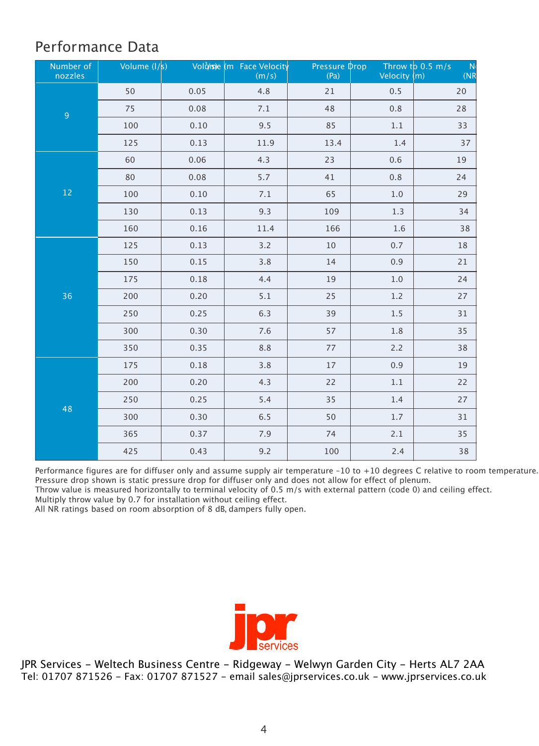## Performance Data

| Number of nozzles | Volume (l/s) | Volume ($m^3/s$) | Face Velocity (m/s) | Pressure Drop (Pa) | Throw to 0.5 m/s Velocity (m) | NC (NR) |
|---|---|---|---|---|---|---|
| 9 | 50 | 0.05 | 4.8 | 21 | 0.5 | 20 |
| | 75 | 0.08 | 7.1 | 48 | 0.8 | 28 |
| | 100 | 0.10 | 9.5 | 85 | 1.1 | 33 |
| | 125 | 0.13 | 11.9 | 13.4 | 1.4 | 37 |
| 12 | 60 | 0.06 | 4.3 | 23 | 0.6 | 19 |
| | 80 | 0.08 | 5.7 | 41 | 0.8 | 24 |
| | 100 | 0.10 | 7.1 | 65 | 1.0 | 29 |
| | 130 | 0.13 | 9.3 | 109 | 1.3 | 34 |
| | 160 | 0.16 | 11.4 | 166 | 1.6 | 38 |
| 36 | 125 | 0.13 | 3.2 | 10 | 0.7 | 18 |
| | 150 | 0.15 | 3.8 | 14 | 0.9 | 21 |
| | 175 | 0.18 | 4.4 | 19 | 1.0 | 24 |
| | 200 | 0.20 | 5.1 | 25 | 1.2 | 27 |
| | 250 | 0.25 | 6.3 | 39 | 1.5 | 31 |
| | 300 | 0.30 | 7.6 | 57 | 1.8 | 35 |
| | 350 | 0.35 | 8.8 | 77 | 2.2 | 38 |
| 48 | 175 | 0.18 | 3.8 | 17 | 0.9 | 19 |
| | 200 | 0.20 | 4.3 | 22 | 1.1 | 22 |
| | 250 | 0.25 | 5.4 | 35 | 1.4 | 27 |
| | 300 | 0.30 | 6.5 | 50 | 1.7 | 31 |
| | 365 | 0.37 | 7.9 | 74 | 2.1 | 35 |
| | 425 | 0.43 | 9.2 | 100 | 2.4 | 38 |

Performance figures are for diffuser only and assume supply air temperature -10 to +10 degrees C relative to room temperature.
Pressure drop shown is static pressure drop for diffuser only and does not allow for effect of plenum.
Throw value is measured horizontally to terminal velocity of 0.5 m/s with external pattern (code 0) and ceiling effect.
Multiply throw value by 0.7 for installation without ceiling effect.
All NR ratings based on room absorption of 8 dB, dampers fully open.

jpr services

JPR Services - Weltech Business Centre - Ridgeway - Welwyn Garden City - Herts AL7 2AA
Tel: 01707 871526 - Fax: 01707 871527 - email sales@jprservices.co.uk - www.jprservices.co.uk